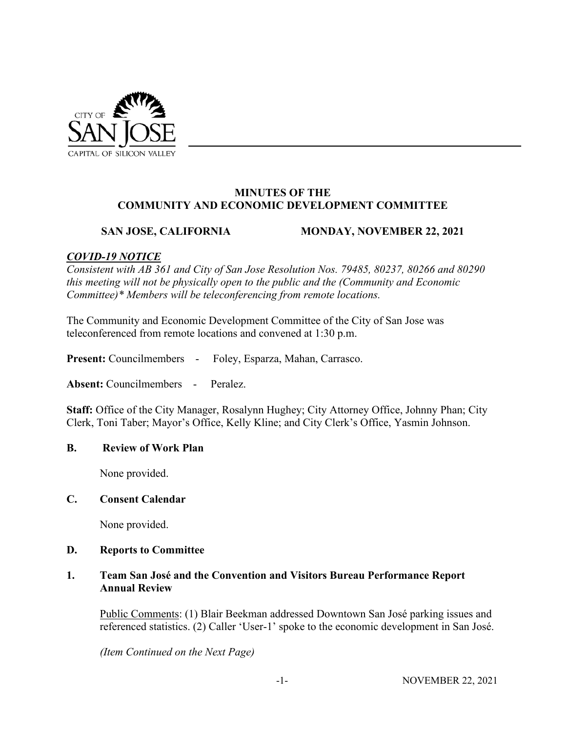CITY OF SAN JOSE
CAPITAL OF SILICON VALLEY

# MINUTES OF THE COMMUNITY AND ECONOMIC DEVELOPMENT COMMITTEE

**SAN JOSE, CALIFORNIA** **MONDAY, NOVEMBER 22, 2021**

***COVID-19 NOTICE***

*Consistent with AB 361 and City of San Jose Resolution Nos. 79485, 80237, 80266 and 80290 this meeting will not be physically open to the public and the (Community and Economic Committee)\* Members will be teleconferencing from remote locations.*

The Community and Economic Development Committee of the City of San Jose was teleconferenced from remote locations and convened at 1:30 p.m.

**Present:** Councilmembers - Foley, Esparza, Mahan, Carrasco.

**Absent:** Councilmembers - Peralez.

**Staff:** Office of the City Manager, Rosalynn Hughey; City Attorney Office, Johnny Phan; City Clerk, Toni Taber; Mayor's Office, Kelly Kline; and City Clerk's Office, Yasmin Johnson.

## B. Review of Work Plan

None provided.

## C. Consent Calendar

None provided.

## D. Reports to Committee

### 1. Team San José and the Convention and Visitors Bureau Performance Report Annual Review

Public Comments: (1) Blair Beekman addressed Downtown San José parking issues and referenced statistics. (2) Caller 'User-1' spoke to the economic development in San José.

*(Item Continued on the Next Page)*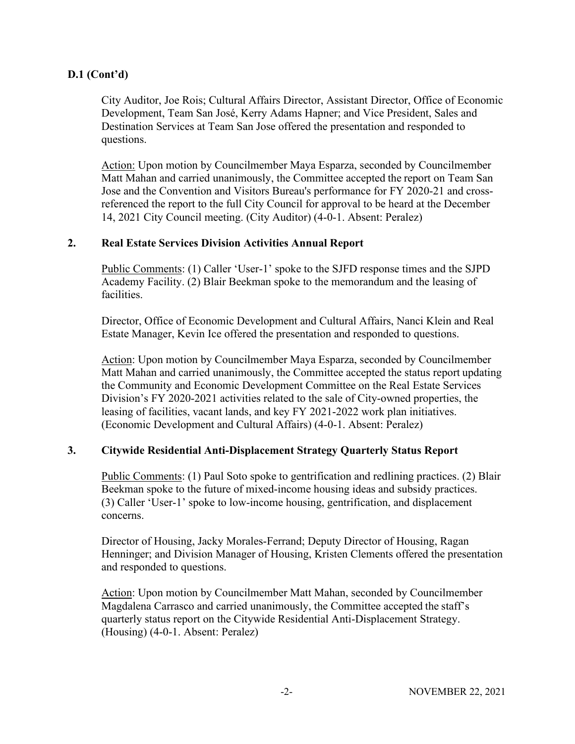**D.1 (Cont'd)**

City Auditor, Joe Rois; Cultural Affairs Director, Assistant Director, Office of Economic Development, Team San José, Kerry Adams Hapner; and Vice President, Sales and Destination Services at Team San Jose offered the presentation and responded to questions.

Action: Upon motion by Councilmember Maya Esparza, seconded by Councilmember Matt Mahan and carried unanimously, the Committee accepted the report on Team San Jose and the Convention and Visitors Bureau's performance for FY 2020-21 and cross-referenced the report to the full City Council for approval to be heard at the December 14, 2021 City Council meeting. (City Auditor) (4-0-1. Absent: Peralez)

**2. Real Estate Services Division Activities Annual Report**

Public Comments: (1) Caller 'User-1' spoke to the SJFD response times and the SJPD Academy Facility. (2) Blair Beekman spoke to the memorandum and the leasing of facilities.

Director, Office of Economic Development and Cultural Affairs, Nanci Klein and Real Estate Manager, Kevin Ice offered the presentation and responded to questions.

Action: Upon motion by Councilmember Maya Esparza, seconded by Councilmember Matt Mahan and carried unanimously, the Committee accepted the status report updating the Community and Economic Development Committee on the Real Estate Services Division's FY 2020-2021 activities related to the sale of City-owned properties, the leasing of facilities, vacant lands, and key FY 2021-2022 work plan initiatives. (Economic Development and Cultural Affairs) (4-0-1. Absent: Peralez)

**3. Citywide Residential Anti-Displacement Strategy Quarterly Status Report**

Public Comments: (1) Paul Soto spoke to gentrification and redlining practices. (2) Blair Beekman spoke to the future of mixed-income housing ideas and subsidy practices. (3) Caller 'User-1' spoke to low-income housing, gentrification, and displacement concerns.

Director of Housing, Jacky Morales-Ferrand; Deputy Director of Housing, Ragan Henninger; and Division Manager of Housing, Kristen Clements offered the presentation and responded to questions.

Action: Upon motion by Councilmember Matt Mahan, seconded by Councilmember Magdalena Carrasco and carried unanimously, the Committee accepted the staff's quarterly status report on the Citywide Residential Anti-Displacement Strategy. (Housing) (4-0-1. Absent: Peralez)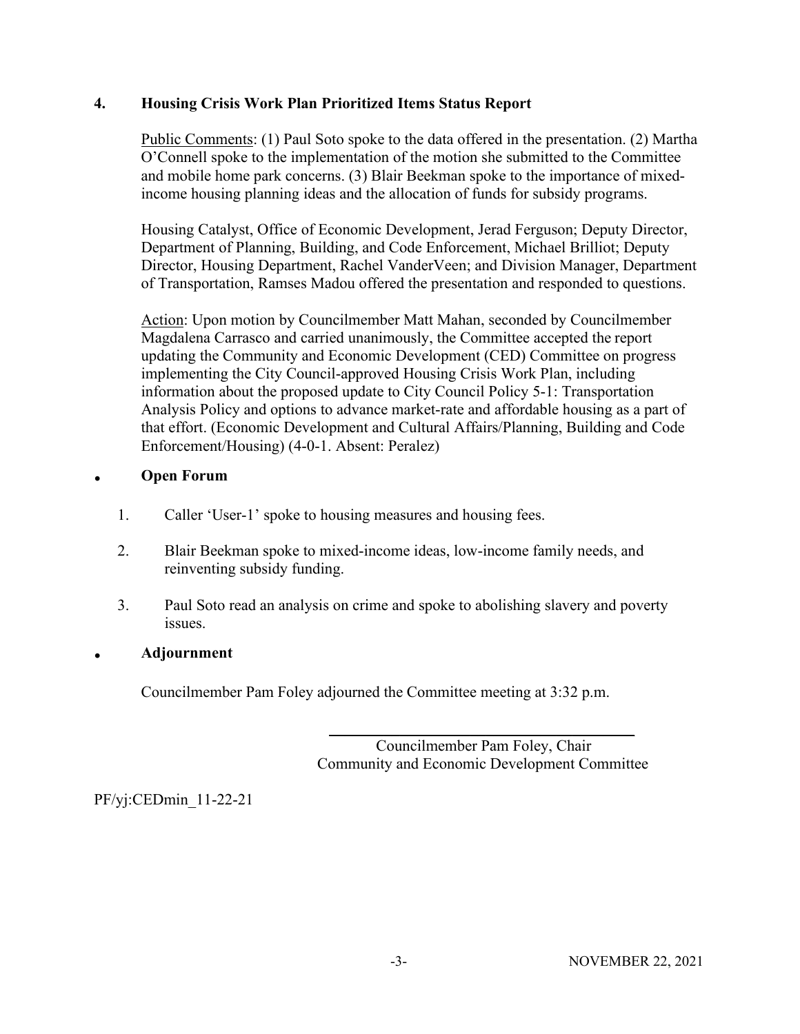## 4. Housing Crisis Work Plan Prioritized Items Status Report

Public Comments: (1) Paul Soto spoke to the data offered in the presentation. (2) Martha O'Connell spoke to the implementation of the motion she submitted to the Committee and mobile home park concerns. (3) Blair Beekman spoke to the importance of mixed-income housing planning ideas and the allocation of funds for subsidy programs.

Housing Catalyst, Office of Economic Development, Jerad Ferguson; Deputy Director, Department of Planning, Building, and Code Enforcement, Michael Brilliot; Deputy Director, Housing Department, Rachel VanderVeen; and Division Manager, Department of Transportation, Ramses Madou offered the presentation and responded to questions.

Action: Upon motion by Councilmember Matt Mahan, seconded by Councilmember Magdalena Carrasco and carried unanimously, the Committee accepted the report updating the Community and Economic Development (CED) Committee on progress implementing the City Council-approved Housing Crisis Work Plan, including information about the proposed update to City Council Policy 5-1: Transportation Analysis Policy and options to advance market-rate and affordable housing as a part of that effort. (Economic Development and Cultural Affairs/Planning, Building and Code Enforcement/Housing) (4-0-1. Absent: Peralez)

## • Open Forum

1. Caller 'User-1' spoke to housing measures and housing fees.
2. Blair Beekman spoke to mixed-income ideas, low-income family needs, and reinventing subsidy funding.
3. Paul Soto read an analysis on crime and spoke to abolishing slavery and poverty issues.

## • Adjournment

Councilmember Pam Foley adjourned the Committee meeting at 3:32 p.m.

Councilmember Pam Foley, Chair
Community and Economic Development Committee

PF/yj:CEDmin_11-22-21

NOVEMBER 22, 2021